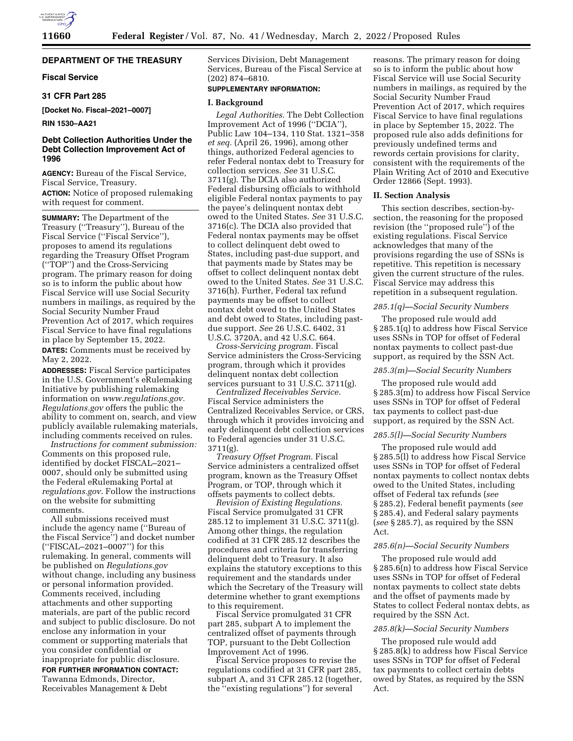## DEPARTMENT OF THE TREASURY

### Fiscal Service

### 31 CFR Part 285

**[Docket No. Fiscal–2021–0007]**

**RIN 1530–AA21**

### Debt Collection Authorities Under the Debt Collection Improvement Act of 1996

**AGENCY:** Bureau of the Fiscal Service, Fiscal Service, Treasury.

**ACTION:** Notice of proposed rulemaking with request for comment.

**SUMMARY:** The Department of the Treasury (''Treasury''), Bureau of the Fiscal Service (''Fiscal Service''), proposes to amend its regulations regarding the Treasury Offset Program (''TOP'') and the Cross-Servicing program. The primary reason for doing so is to inform the public about how Fiscal Service will use Social Security numbers in mailings, as required by the Social Security Number Fraud Prevention Act of 2017, which requires Fiscal Service to have final regulations in place by September 15, 2022.

**DATES:** Comments must be received by May 2, 2022.

**ADDRESSES:** Fiscal Service participates in the U.S. Government's eRulemaking Initiative by publishing rulemaking information on *www.regulations.gov. Regulations.gov* offers the public the ability to comment on, search, and view publicly available rulemaking materials, including comments received on rules.

*Instructions for comment submission:* Comments on this proposed rule, identified by docket FISCAL–2021–0007, should only be submitted using the Federal eRulemaking Portal at *regulations.gov.* Follow the instructions on the website for submitting comments.

All submissions received must include the agency name (''Bureau of the Fiscal Service'') and docket number (''FISCAL–2021–0007'') for this rulemaking. In general, comments will be published on *Regulations.gov* without change, including any business or personal information provided. Comments received, including attachments and other supporting materials, are part of the public record and subject to public disclosure. Do not enclose any information in your comment or supporting materials that you consider confidential or inappropriate for public disclosure.

**FOR FURTHER INFORMATION CONTACT:** Tawanna Edmonds, Director, Receivables Management & Debt Services Division, Debt Management Services, Bureau of the Fiscal Service at (202) 874–6810.

**SUPPLEMENTARY INFORMATION:**

#### I. Background

*Legal Authorities.* The Debt Collection Improvement Act of 1996 (''DCIA''), Public Law 104–134, 110 Stat. 1321–358 *et seq.* (April 26, 1996), among other things, authorized Federal agencies to refer Federal nontax debt to Treasury for collection services. *See* 31 U.S.C. 3711(g). The DCIA also authorized Federal disbursing officials to withhold eligible Federal nontax payments to pay the payee's delinquent nontax debt owed to the United States. *See* 31 U.S.C. 3716(c). The DCIA also provided that Federal nontax payments may be offset to collect delinquent debt owed to States, including past-due support, and that payments made by States may be offset to collect delinquent nontax debt owed to the United States. *See* 31 U.S.C. 3716(h). Further, Federal tax refund payments may be offset to collect nontax debt owed to the United States and debt owed to States, including past-due support. *See* 26 U.S.C. 6402, 31 U.S.C. 3720A, and 42 U.S.C. 664.

*Cross-Servicing program.* Fiscal Service administers the Cross-Servicing program, through which it provides delinquent nontax debt collection services pursuant to 31 U.S.C. 3711(g).

*Centralized Receivables Service.* Fiscal Service administers the Centralized Receivables Service, or CRS, through which it provides invoicing and early delinquent debt collection services to Federal agencies under 31 U.S.C. 3711(g).

*Treasury Offset Program.* Fiscal Service administers a centralized offset program, known as the Treasury Offset Program, or TOP, through which it offsets payments to collect debts.

*Revision of Existing Regulations.* Fiscal Service promulgated 31 CFR 285.12 to implement 31 U.S.C. 3711(g). Among other things, the regulation codified at 31 CFR 285.12 describes the procedures and criteria for transferring delinquent debt to Treasury. It also explains the statutory exceptions to this requirement and the standards under which the Secretary of the Treasury will determine whether to grant exemptions to this requirement.

Fiscal Service promulgated 31 CFR part 285, subpart A to implement the centralized offset of payments through TOP, pursuant to the Debt Collection Improvement Act of 1996.

Fiscal Service proposes to revise the regulations codified at 31 CFR part 285, subpart A, and 31 CFR 285.12 (together, the ''existing regulations'') for several reasons. The primary reason for doing so is to inform the public about how Fiscal Service will use Social Security numbers in mailings, as required by the Social Security Number Fraud Prevention Act of 2017, which requires Fiscal Service to have final regulations in place by September 15, 2022. The proposed rule also adds definitions for previously undefined terms and rewords certain provisions for clarity, consistent with the requirements of the Plain Writing Act of 2010 and Executive Order 12866 (Sept. 1993).

#### II. Section Analysis

This section describes, section-by-section, the reasoning for the proposed revision (the ''proposed rule'') of the existing regulations. Fiscal Service acknowledges that many of the provisions regarding the use of SSNs is repetitive. This repetition is necessary given the current structure of the rules. Fiscal Service may address this repetition in a subsequent regulation.

*285.1(q)—Social Security Numbers*

The proposed rule would add § 285.1(q) to address how Fiscal Service uses SSNs in TOP for offset of Federal nontax payments to collect past-due support, as required by the SSN Act.

*285.3(m)—Social Security Numbers*

The proposed rule would add § 285.3(m) to address how Fiscal Service uses SSNs in TOP for offset of Federal tax payments to collect past-due support, as required by the SSN Act.

*285.5(l)—Social Security Numbers*

The proposed rule would add § 285.5(l) to address how Fiscal Service uses SSNs in TOP for offset of Federal nontax payments to collect nontax debts owed to the United States, including offset of Federal tax refunds (*see* § 285.2), Federal benefit payments (*see* § 285.4), and Federal salary payments (*see* § 285.7), as required by the SSN Act.

*285.6(n)—Social Security Numbers*

The proposed rule would add § 285.6(n) to address how Fiscal Service uses SSNs in TOP for offset of Federal nontax payments to collect state debts and the offset of payments made by States to collect Federal nontax debts, as required by the SSN Act.

*285.8(k)—Social Security Numbers*

The proposed rule would add § 285.8(k) to address how Fiscal Service uses SSNs in TOP for offset of Federal tax payments to collect certain debts owed by States, as required by the SSN Act.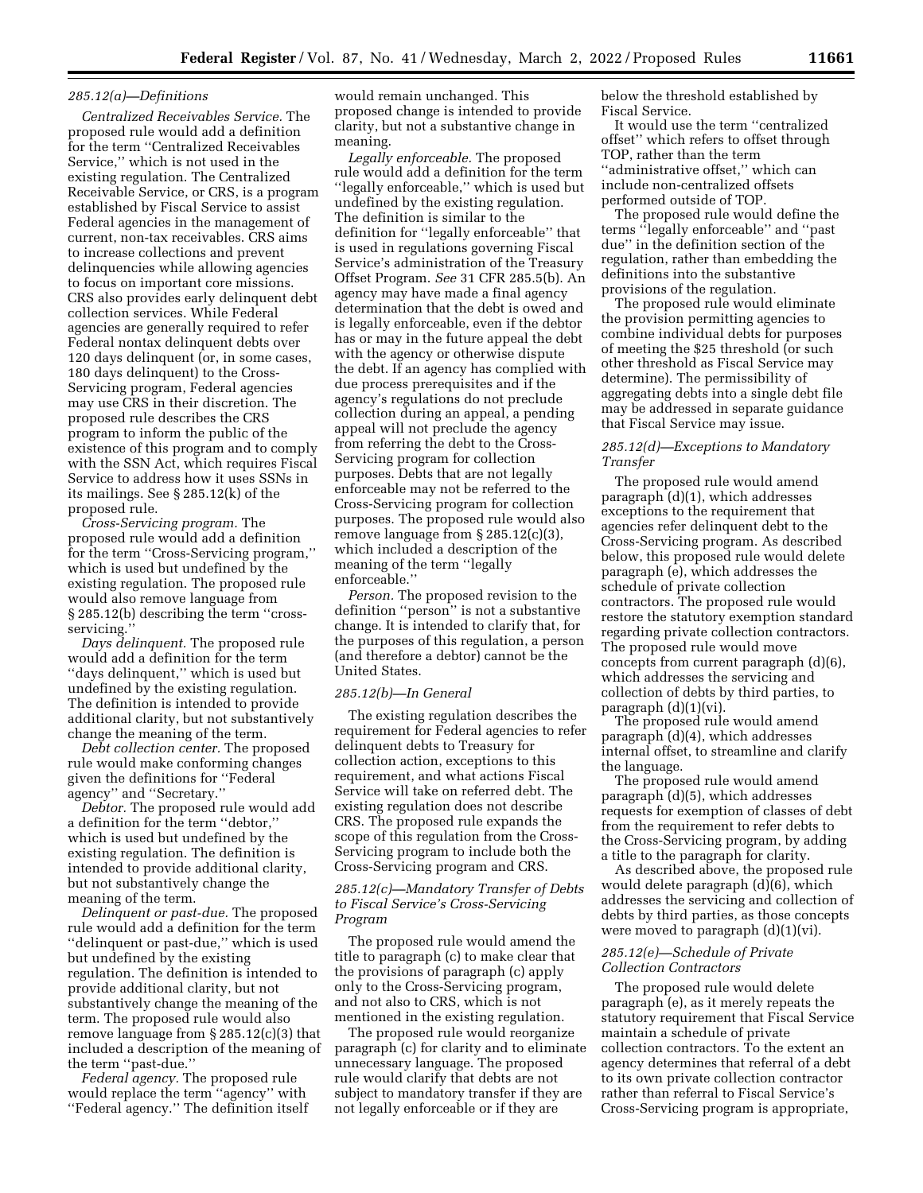### 285.12(a)—Definitions

*Centralized Receivables Service.* The proposed rule would add a definition for the term ''Centralized Receivables Service,'' which is not used in the existing regulation. The Centralized Receivable Service, or CRS, is a program established by Fiscal Service to assist Federal agencies in the management of current, non-tax receivables. CRS aims to increase collections and prevent delinquencies while allowing agencies to focus on important core missions. CRS also provides early delinquent debt collection services. While Federal agencies are generally required to refer Federal nontax delinquent debts over 120 days delinquent (or, in some cases, 180 days delinquent) to the Cross-Servicing program, Federal agencies may use CRS in their discretion. The proposed rule describes the CRS program to inform the public of the existence of this program and to comply with the SSN Act, which requires Fiscal Service to address how it uses SSNs in its mailings. See § 285.12(k) of the proposed rule.

*Cross-Servicing program.* The proposed rule would add a definition for the term ''Cross-Servicing program,'' which is used but undefined by the existing regulation. The proposed rule would also remove language from § 285.12(b) describing the term ''cross-servicing.''

*Days delinquent.* The proposed rule would add a definition for the term ''days delinquent,'' which is used but undefined by the existing regulation. The definition is intended to provide additional clarity, but not substantively change the meaning of the term.

*Debt collection center.* The proposed rule would make conforming changes given the definitions for ''Federal agency'' and ''Secretary.''

*Debtor.* The proposed rule would add a definition for the term ''debtor,'' which is used but undefined by the existing regulation. The definition is intended to provide additional clarity, but not substantively change the meaning of the term.

*Delinquent or past-due.* The proposed rule would add a definition for the term ''delinquent or past-due,'' which is used but undefined by the existing regulation. The definition is intended to provide additional clarity, but not substantively change the meaning of the term. The proposed rule would also remove language from § 285.12(c)(3) that included a description of the meaning of the term ''past-due.''

*Federal agency.* The proposed rule would replace the term ''agency'' with ''Federal agency.'' The definition itself would remain unchanged. This proposed change is intended to provide clarity, but not a substantive change in meaning.

*Legally enforceable.* The proposed rule would add a definition for the term ''legally enforceable,'' which is used but undefined by the existing regulation. The definition is similar to the definition for ''legally enforceable'' that is used in regulations governing Fiscal Service's administration of the Treasury Offset Program. *See* 31 CFR 285.5(b). An agency may have made a final agency determination that the debt is owed and is legally enforceable, even if the debtor has or may in the future appeal the debt with the agency or otherwise dispute the debt. If an agency has complied with due process prerequisites and if the agency's regulations do not preclude collection during an appeal, a pending appeal will not preclude the agency from referring the debt to the Cross-Servicing program for collection purposes. Debts that are not legally enforceable may not be referred to the Cross-Servicing program for collection purposes. The proposed rule would also remove language from § 285.12(c)(3), which included a description of the meaning of the term ''legally enforceable.''

*Person.* The proposed revision to the definition ''person'' is not a substantive change. It is intended to clarify that, for the purposes of this regulation, a person (and therefore a debtor) cannot be the United States.

### 285.12(b)—In General

The existing regulation describes the requirement for Federal agencies to refer delinquent debts to Treasury for collection action, exceptions to this requirement, and what actions Fiscal Service will take on referred debt. The existing regulation does not describe CRS. The proposed rule expands the scope of this regulation from the Cross-Servicing program to include both the Cross-Servicing program and CRS.

### 285.12(c)—Mandatory Transfer of Debts to Fiscal Service's Cross-Servicing Program

The proposed rule would amend the title to paragraph (c) to make clear that the provisions of paragraph (c) apply only to the Cross-Servicing program, and not also to CRS, which is not mentioned in the existing regulation.

The proposed rule would reorganize paragraph (c) for clarity and to eliminate unnecessary language. The proposed rule would clarify that debts are not subject to mandatory transfer if they are not legally enforceable or if they are below the threshold established by Fiscal Service.

It would use the term ''centralized offset'' which refers to offset through TOP, rather than the term ''administrative offset,'' which can include non-centralized offsets performed outside of TOP.

The proposed rule would define the terms ''legally enforceable'' and ''past due'' in the definition section of the regulation, rather than embedding the definitions into the substantive provisions of the regulation.

The proposed rule would eliminate the provision permitting agencies to combine individual debts for purposes of meeting the $25 threshold (or such other threshold as Fiscal Service may determine). The permissibility of aggregating debts into a single debt file may be addressed in separate guidance that Fiscal Service may issue.

### 285.12(d)—Exceptions to Mandatory Transfer

The proposed rule would amend paragraph (d)(1), which addresses exceptions to the requirement that agencies refer delinquent debt to the Cross-Servicing program. As described below, this proposed rule would delete paragraph (e), which addresses the schedule of private collection contractors. The proposed rule would restore the statutory exemption standard regarding private collection contractors. The proposed rule would move concepts from current paragraph (d)(6), which addresses the servicing and collection of debts by third parties, to paragraph (d)(1)(vi).

The proposed rule would amend paragraph (d)(4), which addresses internal offset, to streamline and clarify the language.

The proposed rule would amend paragraph (d)(5), which addresses requests for exemption of classes of debt from the requirement to refer debts to the Cross-Servicing program, by adding a title to the paragraph for clarity.

As described above, the proposed rule would delete paragraph (d)(6), which addresses the servicing and collection of debts by third parties, as those concepts were moved to paragraph (d)(1)(vi).

### 285.12(e)—Schedule of Private Collection Contractors

The proposed rule would delete paragraph (e), as it merely repeats the statutory requirement that Fiscal Service maintain a schedule of private collection contractors. To the extent an agency determines that referral of a debt to its own private collection contractor rather than referral to Fiscal Service's Cross-Servicing program is appropriate,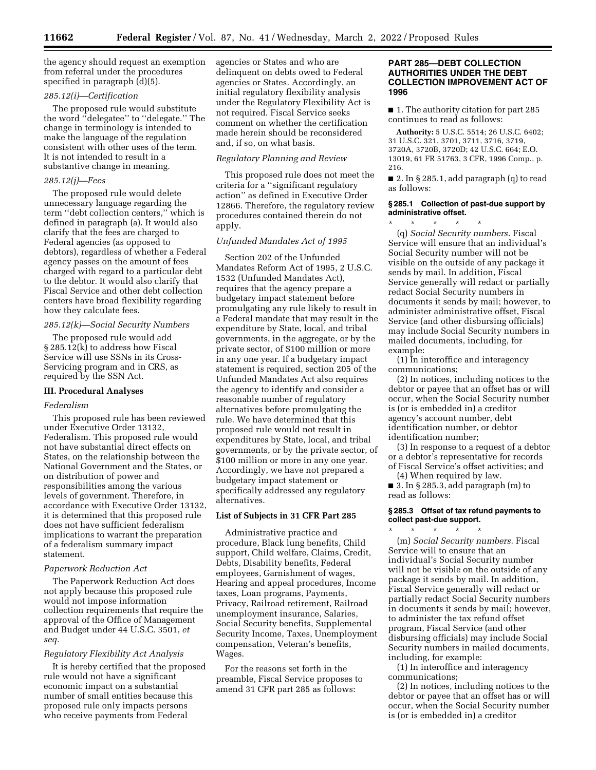the agency should request an exemption from referral under the procedures specified in paragraph (d)(5).

*285.12(i)—Certification*

The proposed rule would substitute the word ''delegatee'' to ''delegate.'' The change in terminology is intended to make the language of the regulation consistent with other uses of the term. It is not intended to result in a substantive change in meaning.

*285.12(j)—Fees*

The proposed rule would delete unnecessary language regarding the term ''debt collection centers,'' which is defined in paragraph (a). It would also clarify that the fees are charged to Federal agencies (as opposed to debtors), regardless of whether a Federal agency passes on the amount of fees charged with regard to a particular debt to the debtor. It would also clarify that Fiscal Service and other debt collection centers have broad flexibility regarding how they calculate fees.

*285.12(k)—Social Security Numbers*

The proposed rule would add § 285.12(k) to address how Fiscal Service will use SSNs in its Cross-Servicing program and in CRS, as required by the SSN Act.

## III. Procedural Analyses

*Federalism*

This proposed rule has been reviewed under Executive Order 13132, Federalism. This proposed rule would not have substantial direct effects on States, on the relationship between the National Government and the States, or on distribution of power and responsibilities among the various levels of government. Therefore, in accordance with Executive Order 13132, it is determined that this proposed rule does not have sufficient federalism implications to warrant the preparation of a federalism summary impact statement.

*Paperwork Reduction Act*

The Paperwork Reduction Act does not apply because this proposed rule would not impose information collection requirements that require the approval of the Office of Management and Budget under 44 U.S.C. 3501, *et seq.*

*Regulatory Flexibility Act Analysis*

It is hereby certified that the proposed rule would not have a significant economic impact on a substantial number of small entities because this proposed rule only impacts persons who receive payments from Federal agencies or States and who are delinquent on debts owed to Federal agencies or States. Accordingly, an initial regulatory flexibility analysis under the Regulatory Flexibility Act is not required. Fiscal Service seeks comment on whether the certification made herein should be reconsidered and, if so, on what basis.

*Regulatory Planning and Review*

This proposed rule does not meet the criteria for a ''significant regulatory action'' as defined in Executive Order 12866. Therefore, the regulatory review procedures contained therein do not apply.

*Unfunded Mandates Act of 1995*

Section 202 of the Unfunded Mandates Reform Act of 1995, 2 U.S.C. 1532 (Unfunded Mandates Act), requires that the agency prepare a budgetary impact statement before promulgating any rule likely to result in a Federal mandate that may result in the expenditure by State, local, and tribal governments, in the aggregate, or by the private sector, of $100 million or more in any one year. If a budgetary impact statement is required, section 205 of the Unfunded Mandates Act also requires the agency to identify and consider a reasonable number of regulatory alternatives before promulgating the rule. We have determined that this proposed rule would not result in expenditures by State, local, and tribal governments, or by the private sector, of $100 million or more in any one year. Accordingly, we have not prepared a budgetary impact statement or specifically addressed any regulatory alternatives.

## List of Subjects in 31 CFR Part 285

Administrative practice and procedure, Black lung benefits, Child support, Child welfare, Claims, Credit, Debts, Disability benefits, Federal employees, Garnishment of wages, Hearing and appeal procedures, Income taxes, Loan programs, Payments, Privacy, Railroad retirement, Railroad unemployment insurance, Salaries, Social Security benefits, Supplemental Security Income, Taxes, Unemployment compensation, Veteran's benefits, Wages.

For the reasons set forth in the preamble, Fiscal Service proposes to amend 31 CFR part 285 as follows:

## PART 285—DEBT COLLECTION AUTHORITIES UNDER THE DEBT COLLECTION IMPROVEMENT ACT OF 1996

■ 1. The authority citation for part 285 continues to read as follows:

**Authority:** 5 U.S.C. 5514; 26 U.S.C. 6402; 31 U.S.C. 321, 3701, 3711, 3716, 3719, 3720A, 3720B, 3720D; 42 U.S.C. 664; E.O. 13019, 61 FR 51763, 3 CFR, 1996 Comp., p. 216.

■ 2. In § 285.1, add paragraph (q) to read as follows:

### § 285.1 Collection of past-due support by administrative offset.

\* \* \* \* \*

(q) *Social Security numbers.* Fiscal Service will ensure that an individual's Social Security number will not be visible on the outside of any package it sends by mail. In addition, Fiscal Service generally will redact or partially redact Social Security numbers in documents it sends by mail; however, to administer administrative offset, Fiscal Service (and other disbursing officials) may include Social Security numbers in mailed documents, including, for example:

(1) In interoffice and interagency communications;

(2) In notices, including notices to the debtor or payee that an offset has or will occur, when the Social Security number is (or is embedded in) a creditor agency's account number, debt identification number, or debtor identification number;

(3) In response to a request of a debtor or a debtor's representative for records of Fiscal Service's offset activities; and

(4) When required by law.

■ 3. In § 285.3, add paragraph (m) to read as follows:

### § 285.3 Offset of tax refund payments to collect past-due support.

\* \* \* \* \*

(m) *Social Security numbers.* Fiscal Service will to ensure that an individual's Social Security number will not be visible on the outside of any package it sends by mail. In addition, Fiscal Service generally will redact or partially redact Social Security numbers in documents it sends by mail; however, to administer the tax refund offset program, Fiscal Service (and other disbursing officials) may include Social Security numbers in mailed documents, including, for example:

(1) In interoffice and interagency communications;

(2) In notices, including notices to the debtor or payee that an offset has or will occur, when the Social Security number is (or is embedded in) a creditor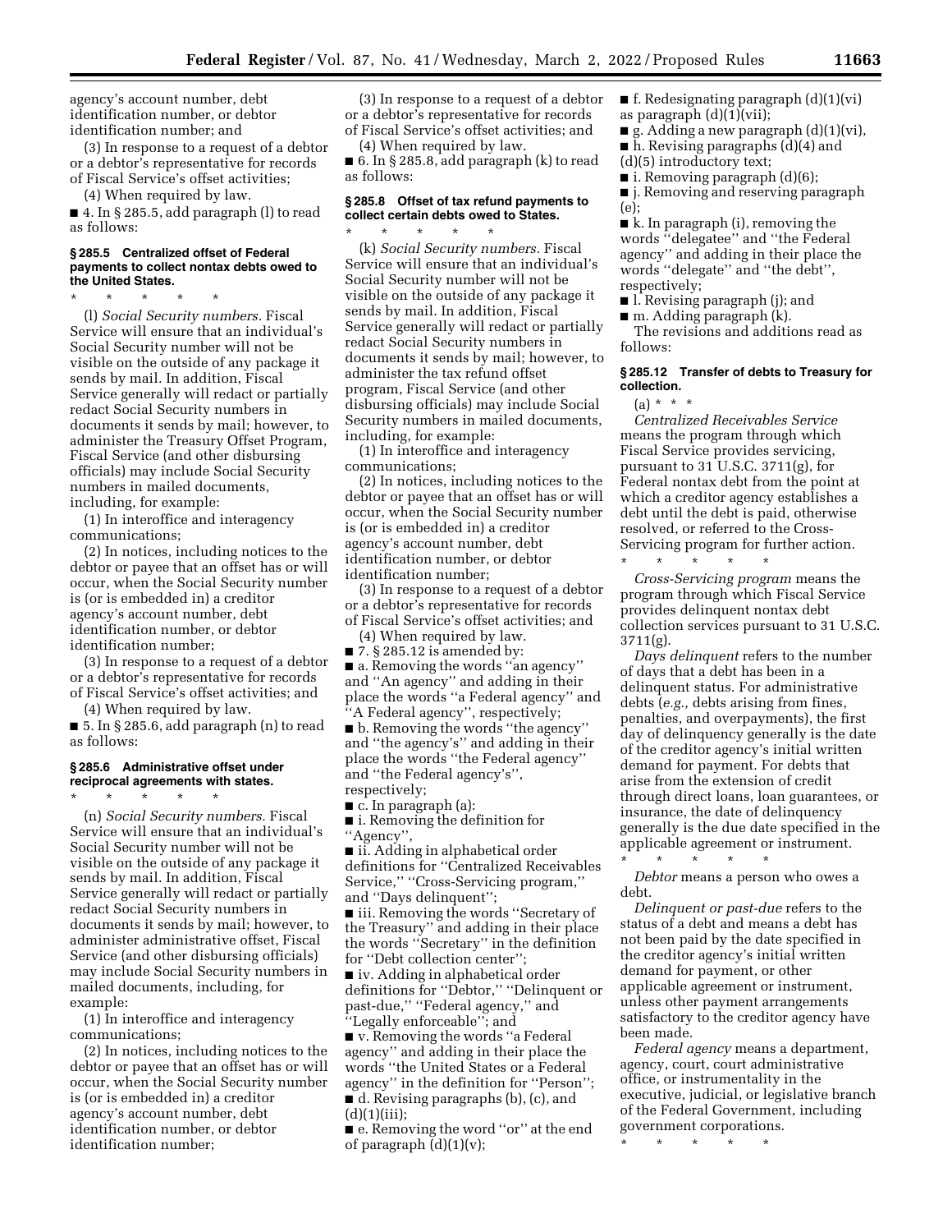agency's account number, debt identification number, or debtor identification number; and

(3) In response to a request of a debtor or a debtor's representative for records of Fiscal Service's offset activities;

(4) When required by law.

■ 4. In § 285.5, add paragraph (l) to read as follows:

### § 285.5 Centralized offset of Federal payments to collect nontax debts owed to the United States.

\* \* \* \* \*

(l) *Social Security numbers.* Fiscal Service will ensure that an individual's Social Security number will not be visible on the outside of any package it sends by mail. In addition, Fiscal Service generally will redact or partially redact Social Security numbers in documents it sends by mail; however, to administer the Treasury Offset Program, Fiscal Service (and other disbursing officials) may include Social Security numbers in mailed documents, including, for example:

(1) In interoffice and interagency communications;

(2) In notices, including notices to the debtor or payee that an offset has or will occur, when the Social Security number is (or is embedded in) a creditor agency's account number, debt identification number, or debtor identification number;

(3) In response to a request of a debtor or a debtor's representative for records of Fiscal Service's offset activities; and

(4) When required by law.

■ 5. In § 285.6, add paragraph (n) to read as follows:

### § 285.6 Administrative offset under reciprocal agreements with states.

\* \* \* \* \*

(n) *Social Security numbers.* Fiscal Service will ensure that an individual's Social Security number will not be visible on the outside of any package it sends by mail. In addition, Fiscal Service generally will redact or partially redact Social Security numbers in documents it sends by mail; however, to administer administrative offset, Fiscal Service (and other disbursing officials) may include Social Security numbers in mailed documents, including, for example:

(1) In interoffice and interagency communications;

(2) In notices, including notices to the debtor or payee that an offset has or will occur, when the Social Security number is (or is embedded in) a creditor agency's account number, debt identification number, or debtor identification number;

(3) In response to a request of a debtor or a debtor's representative for records of Fiscal Service's offset activities; and

(4) When required by law.

■ 6. In § 285.8, add paragraph (k) to read as follows:

### § 285.8 Offset of tax refund payments to collect certain debts owed to States.

\* \* \* \* \*

(k) *Social Security numbers.* Fiscal Service will ensure that an individual's Social Security number will not be visible on the outside of any package it sends by mail. In addition, Fiscal Service generally will redact or partially redact Social Security numbers in documents it sends by mail; however, to administer the tax refund offset program, Fiscal Service (and other disbursing officials) may include Social Security numbers in mailed documents, including, for example:

(1) In interoffice and interagency communications;

(2) In notices, including notices to the debtor or payee that an offset has or will occur, when the Social Security number is (or is embedded in) a creditor agency's account number, debt identification number, or debtor identification number;

(3) In response to a request of a debtor or a debtor's representative for records of Fiscal Service's offset activities; and

(4) When required by law.

■ 7. § 285.12 is amended by:

■ a. Removing the words "an agency" and "An agency" and adding in their place the words "a Federal agency" and "A Federal agency", respectively;

■ b. Removing the words "the agency" and "the agency's" and adding in their place the words "the Federal agency" and "the Federal agency's", respectively;

■ c. In paragraph (a):

■ i. Removing the definition for "Agency",

■ ii. Adding in alphabetical order definitions for "Centralized Receivables Service," "Cross-Servicing program," and "Days delinquent";

■ iii. Removing the words "Secretary of the Treasury" and adding in their place the words "Secretary" in the definition for "Debt collection center";

■ iv. Adding in alphabetical order definitions for "Debtor," "Delinquent or past-due," "Federal agency," and "Legally enforceable"; and

■ v. Removing the words "a Federal agency" and adding in their place the words "the United States or a Federal agency" in the definition for "Person";

■ d. Revising paragraphs (b), (c), and (d)(1)(iii);

■ e. Removing the word "or" at the end of paragraph (d)(1)(v);

■ f. Redesignating paragraph (d)(1)(vi) as paragraph (d)(1)(vii);

■ g. Adding a new paragraph (d)(1)(vi),

■ h. Revising paragraphs (d)(4) and (d)(5) introductory text;

■ i. Removing paragraph (d)(6);

■ j. Removing and reserving paragraph (e);

■ k. In paragraph (i), removing the words "delegatee" and "the Federal agency" and adding in their place the words "delegate" and "the debt", respectively;

■ l. Revising paragraph (j); and

■ m. Adding paragraph (k).

The revisions and additions read as follows:

### § 285.12 Transfer of debts to Treasury for collection.

(a) \* \* \*

*Centralized Receivables Service* means the program through which Fiscal Service provides servicing, pursuant to 31 U.S.C. 3711(g), for Federal nontax debt from the point at which a creditor agency establishes a debt until the debt is paid, otherwise resolved, or referred to the Cross-Servicing program for further action.

\* \* \* \* \*

*Cross-Servicing program* means the program through which Fiscal Service provides delinquent nontax debt collection services pursuant to 31 U.S.C. 3711(g).

*Days delinquent* refers to the number of days that a debt has been in a delinquent status. For administrative debts (*e.g.,* debts arising from fines, penalties, and overpayments), the first day of delinquency generally is the date of the creditor agency's initial written demand for payment. For debts that arise from the extension of credit through direct loans, loan guarantees, or insurance, the date of delinquency generally is the due date specified in the applicable agreement or instrument.

\* \* \* \* \*

*Debtor* means a person who owes a debt.

*Delinquent or past-due* refers to the status of a debt and means a debt has not been paid by the date specified in the creditor agency's initial written demand for payment, or other applicable agreement or instrument, unless other payment arrangements satisfactory to the creditor agency have been made.

*Federal agency* means a department, agency, court, court administrative office, or instrumentality in the executive, judicial, or legislative branch of the Federal Government, including government corporations.

\* \* \* \* \*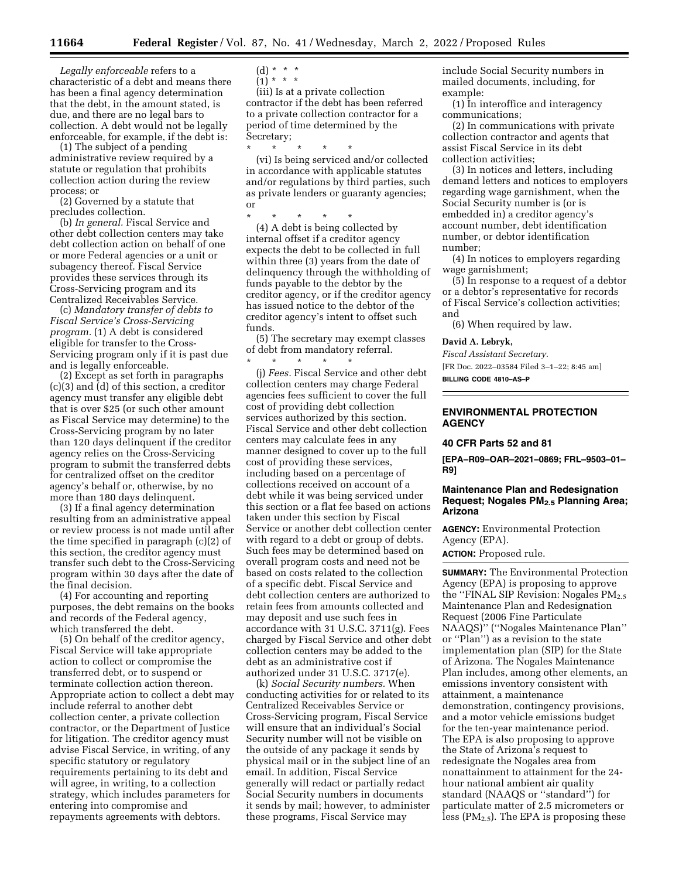*Legally enforceable* refers to a characteristic of a debt and means there has been a final agency determination that the debt, in the amount stated, is due, and there are no legal bars to collection. A debt would not be legally enforceable, for example, if the debt is:

(1) The subject of a pending administrative review required by a statute or regulation that prohibits collection action during the review process; or

(2) Governed by a statute that precludes collection.

(b) *In general.* Fiscal Service and other debt collection centers may take debt collection action on behalf of one or more Federal agencies or a unit or subagency thereof. Fiscal Service provides these services through its Cross-Servicing program and its Centralized Receivables Service.

(c) *Mandatory transfer of debts to Fiscal Service's Cross-Servicing program.* (1) A debt is considered eligible for transfer to the Cross-Servicing program only if it is past due and is legally enforceable.

(2) Except as set forth in paragraphs (c)(3) and (d) of this section, a creditor agency must transfer any eligible debt that is over $25 (or such other amount as Fiscal Service may determine) to the Cross-Servicing program by no later than 120 days delinquent if the creditor agency relies on the Cross-Servicing program to submit the transferred debts for centralized offset on the creditor agency's behalf or, otherwise, by no more than 180 days delinquent.

(3) If a final agency determination resulting from an administrative appeal or review process is not made until after the time specified in paragraph (c)(2) of this section, the creditor agency must transfer such debt to the Cross-Servicing program within 30 days after the date of the final decision.

(4) For accounting and reporting purposes, the debt remains on the books and records of the Federal agency, which transferred the debt.

(5) On behalf of the creditor agency, Fiscal Service will take appropriate action to collect or compromise the transferred debt, or to suspend or terminate collection action thereon. Appropriate action to collect a debt may include referral to another debt collection center, a private collection contractor, or the Department of Justice for litigation. The creditor agency must advise Fiscal Service, in writing, of any specific statutory or regulatory requirements pertaining to its debt and will agree, in writing, to a collection strategy, which includes parameters for entering into compromise and repayments agreements with debtors.

(d) * * *

(1) * * *

(iii) Is at a private collection contractor if the debt has been referred to a private collection contractor for a period of time determined by the Secretary;

\* \* \* \* \*

(vi) Is being serviced and/or collected in accordance with applicable statutes and/or regulations by third parties, such as private lenders or guaranty agencies; or

\* \* \* \* \*

(4) A debt is being collected by internal offset if a creditor agency expects the debt to be collected in full within three (3) years from the date of delinquency through the withholding of funds payable to the debtor by the creditor agency, or if the creditor agency has issued notice to the debtor of the creditor agency's intent to offset such funds.

(5) The secretary may exempt classes of debt from mandatory referral.

\* \* \* \* \*

(j) *Fees.* Fiscal Service and other debt collection centers may charge Federal agencies fees sufficient to cover the full cost of providing debt collection services authorized by this section. Fiscal Service and other debt collection centers may calculate fees in any manner designed to cover up to the full cost of providing these services, including based on a percentage of collections received on account of a debt while it was being serviced under this section or a flat fee based on actions taken under this section by Fiscal Service or another debt collection center with regard to a debt or group of debts. Such fees may be determined based on overall program costs and need not be based on costs related to the collection of a specific debt. Fiscal Service and debt collection centers are authorized to retain fees from amounts collected and may deposit and use such fees in accordance with 31 U.S.C. 3711(g). Fees charged by Fiscal Service and other debt collection centers may be added to the debt as an administrative cost if authorized under 31 U.S.C. 3717(e).

(k) *Social Security numbers.* When conducting activities for or related to its Centralized Receivables Service or Cross-Servicing program, Fiscal Service will ensure that an individual's Social Security number will not be visible on the outside of any package it sends by physical mail or in the subject line of an email. In addition, Fiscal Service generally will redact or partially redact Social Security numbers in documents it sends by mail; however, to administer these programs, Fiscal Service may include Social Security numbers in mailed documents, including, for example:

(1) In interoffice and interagency communications;

(2) In communications with private collection contractor and agents that assist Fiscal Service in its debt collection activities;

(3) In notices and letters, including demand letters and notices to employers regarding wage garnishment, when the Social Security number is (or is embedded in) a creditor agency's account number, debt identification number, or debtor identification number;

(4) In notices to employers regarding wage garnishment;

(5) In response to a request of a debtor or a debtor's representative for records of Fiscal Service's collection activities; and

(6) When required by law.

**David A. Lebryk,**

*Fiscal Assistant Secretary.*

[FR Doc. 2022–03584 Filed 3–1–22; 8:45 am]

**BILLING CODE 4810–AS–P**

---

## ENVIRONMENTAL PROTECTION AGENCY

### 40 CFR Parts 52 and 81

**[EPA–R09–OAR–2021–0869; FRL–9503–01–R9]**

### Maintenance Plan and Redesignation Request; Nogales $PM_{2.5}$ Planning Area; Arizona

**AGENCY:** Environmental Protection Agency (EPA).

**ACTION:** Proposed rule.

**SUMMARY:** The Environmental Protection Agency (EPA) is proposing to approve the ''FINAL SIP Revision: Nogales $PM_{2.5}$ Maintenance Plan and Redesignation Request (2006 Fine Particulate NAAQS)'' (''Nogales Maintenance Plan'' or ''Plan'') as a revision to the state implementation plan (SIP) for the State of Arizona. The Nogales Maintenance Plan includes, among other elements, an emissions inventory consistent with attainment, a maintenance demonstration, contingency provisions, and a motor vehicle emissions budget for the ten-year maintenance period. The EPA is also proposing to approve the State of Arizona's request to redesignate the Nogales area from nonattainment to attainment for the 24-hour national ambient air quality standard (NAAQS or ''standard'') for particulate matter of 2.5 micrometers or less ($PM_{2.5}$). The EPA is proposing these